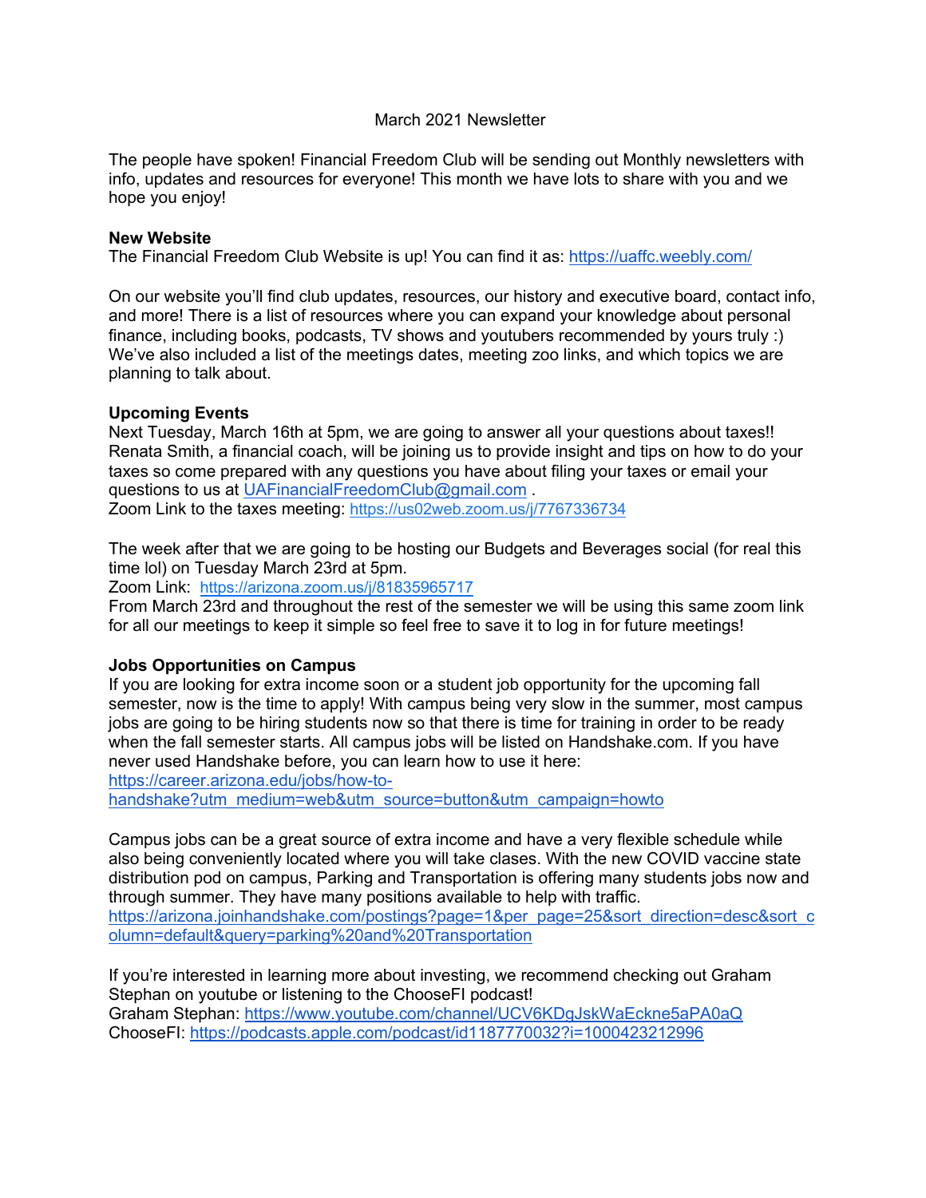March 2021 Newsletter

The people have spoken! Financial Freedom Club will be sending out Monthly newsletters with info, updates and resources for everyone! This month we have lots to share with you and we hope you enjoy!

**New Website**

The Financial Freedom Club Website is up! You can find it as: https://uaffc.weebly.com/

On our website you'll find club updates, resources, our history and executive board, contact info, and more! There is a list of resources where you can expand your knowledge about personal finance, including books, podcasts, TV shows and youtubers recommended by yours truly :) We've also included a list of the meetings dates, meeting zoo links, and which topics we are planning to talk about.

**Upcoming Events**

Next Tuesday, March 16th at 5pm, we are going to answer all your questions about taxes!! Renata Smith, a financial coach, will be joining us to provide insight and tips on how to do your taxes so come prepared with any questions you have about filing your taxes or email your questions to us at UAFinancialFreedomClub@gmail.com .
Zoom Link to the taxes meeting: https://us02web.zoom.us/j/7767336734

The week after that we are going to be hosting our Budgets and Beverages social (for real this time lol) on Tuesday March 23rd at 5pm.
Zoom Link: https://arizona.zoom.us/j/81835965717
From March 23rd and throughout the rest of the semester we will be using this same zoom link for all our meetings to keep it simple so feel free to save it to log in for future meetings!

**Jobs Opportunities on Campus**

If you are looking for extra income soon or a student job opportunity for the upcoming fall semester, now is the time to apply! With campus being very slow in the summer, most campus jobs are going to be hiring students now so that there is time for training in order to be ready when the fall semester starts. All campus jobs will be listed on Handshake.com. If you have never used Handshake before, you can learn how to use it here:
https://career.arizona.edu/jobs/how-to-handshake?utm_medium=web&utm_source=button&utm_campaign=howto

Campus jobs can be a great source of extra income and have a very flexible schedule while also being conveniently located where you will take clases. With the new COVID vaccine state distribution pod on campus, Parking and Transportation is offering many students jobs now and through summer. They have many positions available to help with traffic.
https://arizona.joinhandshake.com/postings?page=1&per_page=25&sort_direction=desc&sort_column=default&query=parking%20and%20Transportation

If you're interested in learning more about investing, we recommend checking out Graham Stephan on youtube or listening to the ChooseFI podcast!
Graham Stephan: https://www.youtube.com/channel/UCV6KDgJskWaEckne5aPA0aQ
ChooseFI: https://podcasts.apple.com/podcast/id1187770032?i=1000423212996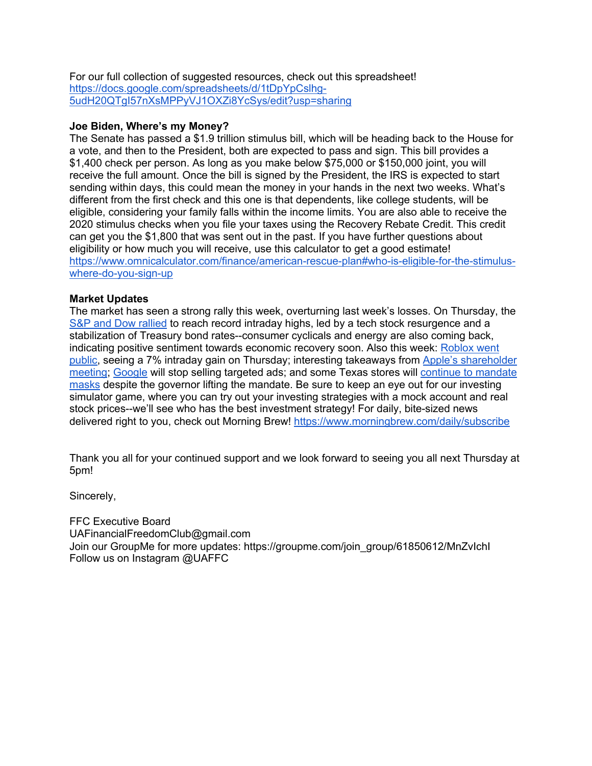For our full collection of suggested resources, check out this spreadsheet!
https://docs.google.com/spreadsheets/d/1tDpYpCslhg-5udH20QTgI57nXsMPPyVJ1OXZi8YcSys/edit?usp=sharing

**Joe Biden, Where's my Money?**

The Senate has passed a $1.9 trillion stimulus bill, which will be heading back to the House for a vote, and then to the President, both are expected to pass and sign. This bill provides a $1,400 check per person. As long as you make below $75,000 or $150,000 joint, you will receive the full amount. Once the bill is signed by the President, the IRS is expected to start sending within days, this could mean the money in your hands in the next two weeks. What's different from the first check and this one is that dependents, like college students, will be eligible, considering your family falls within the income limits. You are also able to receive the 2020 stimulus checks when you file your taxes using the Recovery Rebate Credit. This credit can get you the $1,800 that was sent out in the past. If you have further questions about eligibility or how much you will receive, use this calculator to get a good estimate!
https://www.omnicalculator.com/finance/american-rescue-plan#who-is-eligible-for-the-stimulus-where-do-you-sign-up

**Market Updates**

The market has seen a strong rally this week, overturning last week's losses. On Thursday, the S&P and Dow rallied to reach record intraday highs, led by a tech stock resurgence and a stabilization of Treasury bond rates--consumer cyclicals and energy are also coming back, indicating positive sentiment towards economic recovery soon. Also this week: Roblox went public, seeing a 7% intraday gain on Thursday; interesting takeaways from Apple's shareholder meeting; Google will stop selling targeted ads; and some Texas stores will continue to mandate masks despite the governor lifting the mandate. Be sure to keep an eye out for our investing simulator game, where you can try out your investing strategies with a mock account and real stock prices--we'll see who has the best investment strategy! For daily, bite-sized news delivered right to you, check out Morning Brew! https://www.morningbrew.com/daily/subscribe

Thank you all for your continued support and we look forward to seeing you all next Thursday at 5pm!

Sincerely,

FFC Executive Board
UAFinancialFreedomClub@gmail.com
Join our GroupMe for more updates: https://groupme.com/join_group/61850612/MnZvIchI
Follow us on Instagram @UAFFC